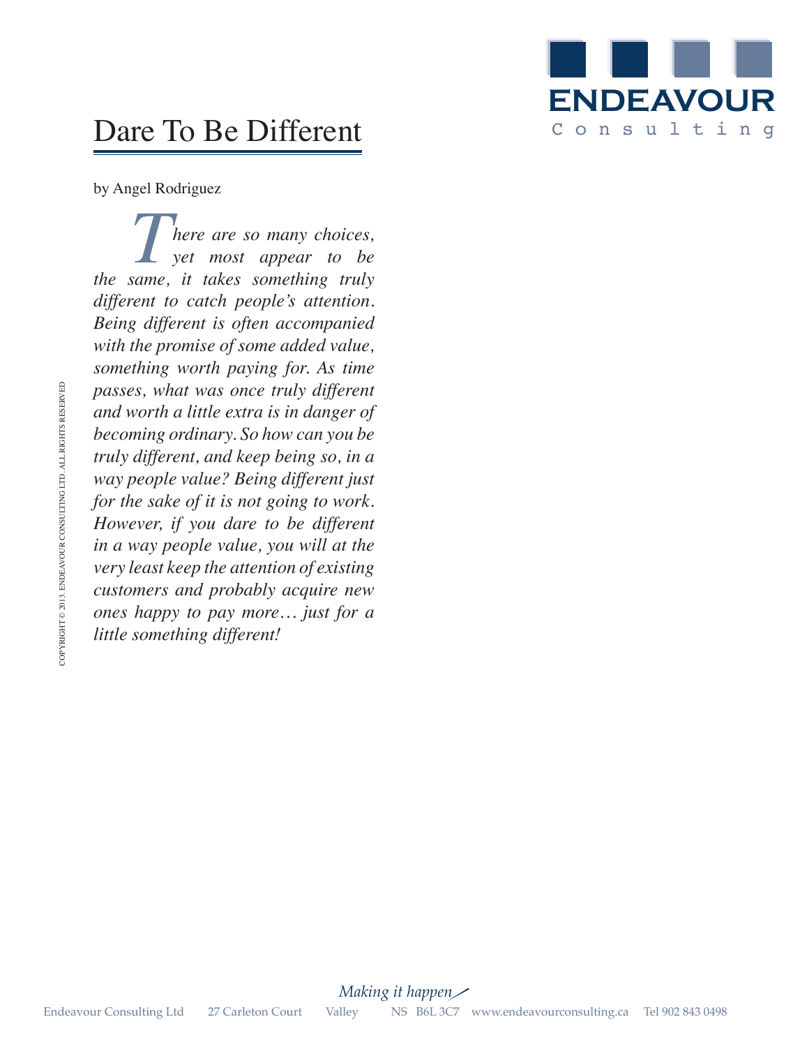# Dare To Be Different

by Angel Rodriguez

*There are so many choices, yet most appear to be the same, it takes something truly different to catch people's attention. Being different is often accompanied with the promise of some added value, something worth paying for. As time passes, what was once truly different and worth a little extra is in danger of becoming ordinary. So how can you be truly different, and keep being so, in a way people value? Being different just for the sake of it is not going to work. However, if you dare to be different in a way people value, you will at the very least keep the attention of existing customers and probably acquire new ones happy to pay more… just for a little something different!*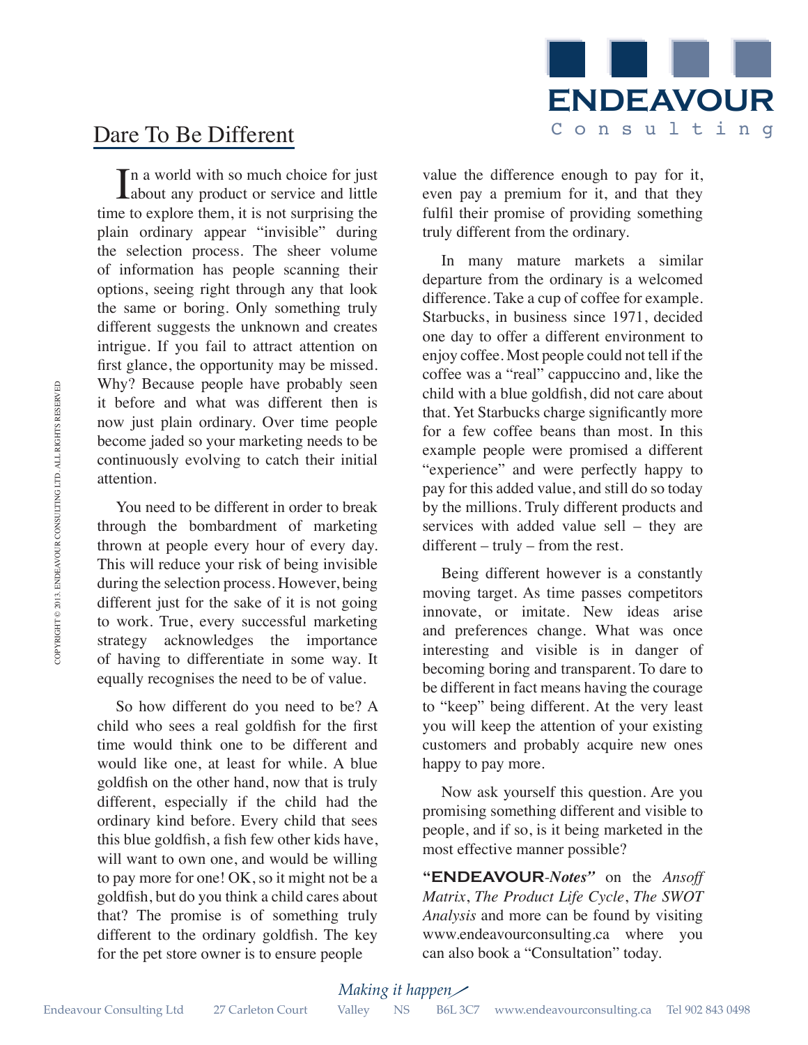# Dare To Be Different

In a world with so much choice for just about any product or service and little time to explore them, it is not surprising the plain ordinary appear "invisible" during the selection process. The sheer volume of information has people scanning their options, seeing right through any that look the same or boring. Only something truly different suggests the unknown and creates intrigue. If you fail to attract attention on first glance, the opportunity may be missed. Why? Because people have probably seen it before and what was different then is now just plain ordinary. Over time people become jaded so your marketing needs to be continuously evolving to catch their initial attention.

You need to be different in order to break through the bombardment of marketing thrown at people every hour of every day. This will reduce your risk of being invisible during the selection process. However, being different just for the sake of it is not going to work. True, every successful marketing strategy acknowledges the importance of having to differentiate in some way. It equally recognises the need to be of value.

So how different do you need to be? A child who sees a real goldfish for the first time would think one to be different and would like one, at least for while. A blue goldfish on the other hand, now that is truly different, especially if the child had the ordinary kind before. Every child that sees this blue goldfish, a fish few other kids have, will want to own one, and would be willing to pay more for one! OK, so it might not be a goldfish, but do you think a child cares about that? The promise is of something truly different to the ordinary goldfish. The key for the pet store owner is to ensure people value the difference enough to pay for it, even pay a premium for it, and that they fulfil their promise of providing something truly different from the ordinary.

In many mature markets a similar departure from the ordinary is a welcomed difference. Take a cup of coffee for example. Starbucks, in business since 1971, decided one day to offer a different environment to enjoy coffee. Most people could not tell if the coffee was a "real" cappuccino and, like the child with a blue goldfish, did not care about that. Yet Starbucks charge significantly more for a few coffee beans than most. In this example people were promised a different "experience" and were perfectly happy to pay for this added value, and still do so today by the millions. Truly different products and services with added value sell – they are different – truly – from the rest.

Being different however is a constantly moving target. As time passes competitors innovate, or imitate. New ideas arise and preferences change. What was once interesting and visible is in danger of becoming boring and transparent. To dare to be different in fact means having the courage to "keep" being different. At the very least you will keep the attention of your existing customers and probably acquire new ones happy to pay more.

Now ask yourself this question. Are you promising something different and visible to people, and if so, is it being marketed in the most effective manner possible?

**"ENDEAVOUR-*Notes*"** on the *Ansoff Matrix*, *The Product Life Cycle*, *The SWOT Analysis* and more can be found by visiting www.endeavourconsulting.ca where you can also book a "Consultation" today.

COPYRIGHT © 2013. ENDEAVOUR CONSULTING LTD. ALL RIGHTS RESERVED

*Making it happen*

Endeavour Consulting Ltd 27 Carleton Court Valley NS B6L 3C7 www.endeavourconsulting.ca Tel 902 843 0498